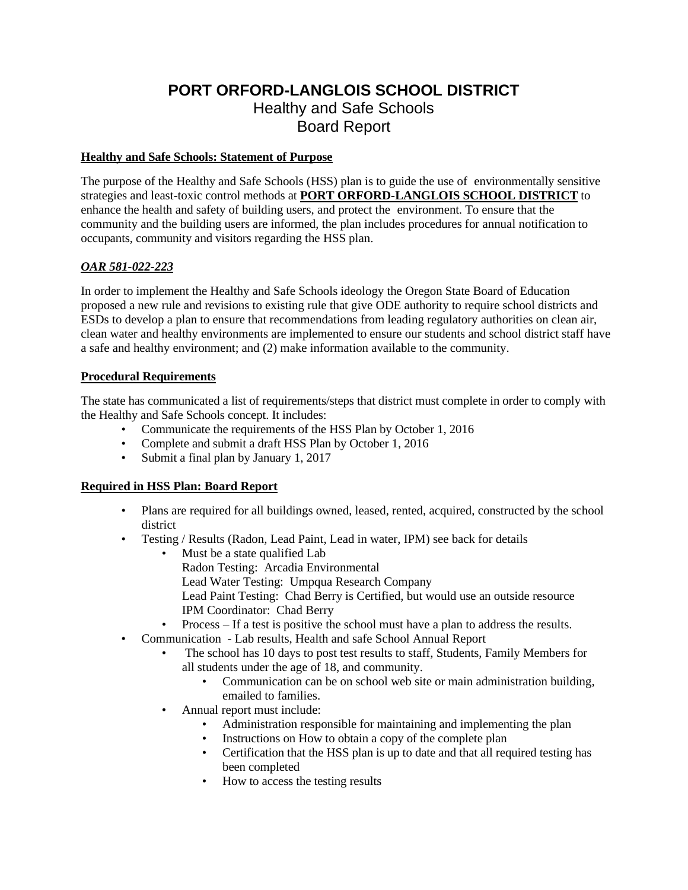# PORT ORFORD-LANGLOIS SCHOOL DISTRICT

## Healthy and Safe Schools
## Board Report

**Healthy and Safe Schools: Statement of Purpose**

The purpose of the Healthy and Safe Schools (HSS) plan is to guide the use of environmentally sensitive strategies and least-toxic control methods at **PORT ORFORD-LANGLOIS SCHOOL DISTRICT** to enhance the health and safety of building users, and protect the environment. To ensure that the community and the building users are informed, the plan includes procedures for annual notification to occupants, community and visitors regarding the HSS plan.

***OAR 581-022-223***

In order to implement the Healthy and Safe Schools ideology the Oregon State Board of Education proposed a new rule and revisions to existing rule that give ODE authority to require school districts and ESDs to develop a plan to ensure that recommendations from leading regulatory authorities on clean air, clean water and healthy environments are implemented to ensure our students and school district staff have a safe and healthy environment; and (2) make information available to the community.

**Procedural Requirements**

The state has communicated a list of requirements/steps that district must complete in order to comply with the Healthy and Safe Schools concept. It includes:

- Communicate the requirements of the HSS Plan by October 1, 2016
- Complete and submit a draft HSS Plan by October 1, 2016
- Submit a final plan by January 1, 2017

**Required in HSS Plan: Board Report**

- Plans are required for all buildings owned, leased, rented, acquired, constructed by the school district
- Testing / Results (Radon, Lead Paint, Lead in water, IPM) see back for details
  - Must be a state qualified Lab
    Radon Testing: Arcadia Environmental
    Lead Water Testing: Umpqua Research Company
    Lead Paint Testing: Chad Berry is Certified, but would use an outside resource
    IPM Coordinator: Chad Berry
  - Process – If a test is positive the school must have a plan to address the results.
- Communication - Lab results, Health and safe School Annual Report
  - The school has 10 days to post test results to staff, Students, Family Members for all students under the age of 18, and community.
    - Communication can be on school web site or main administration building, emailed to families.
  - Annual report must include:
    - Administration responsible for maintaining and implementing the plan
    - Instructions on How to obtain a copy of the complete plan
    - Certification that the HSS plan is up to date and that all required testing has been completed
    - How to access the testing results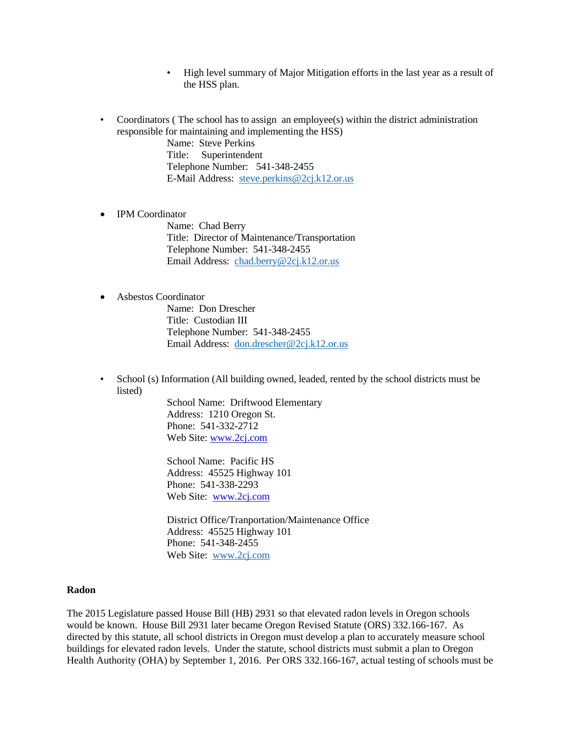- High level summary of Major Mitigation efforts in the last year as a result of the HSS plan.

- Coordinators ( The school has to assign an employee(s) within the district administration responsible for maintaining and implementing the HSS)

  Name: Steve Perkins
  Title: Superintendent
  Telephone Number: 541-348-2455
  E-Mail Address: steve.perkins@2cj.k12.or.us

- IPM Coordinator

  Name: Chad Berry
  Title: Director of Maintenance/Transportation
  Telephone Number: 541-348-2455
  Email Address: chad.berry@2cj.k12.or.us

- Asbestos Coordinator

  Name: Don Drescher
  Title: Custodian III
  Telephone Number: 541-348-2455
  Email Address: don.drescher@2cj.k12.or.us

- School (s) Information (All building owned, leaded, rented by the school districts must be listed)

  School Name: Driftwood Elementary
  Address: 1210 Oregon St.
  Phone: 541-332-2712
  Web Site: www.2cj.com

  School Name: Pacific HS
  Address: 45525 Highway 101
  Phone: 541-338-2293
  Web Site: www.2cj.com

  District Office/Tranportation/Maintenance Office
  Address: 45525 Highway 101
  Phone: 541-348-2455
  Web Site: www.2cj.com

**Radon**

The 2015 Legislature passed House Bill (HB) 2931 so that elevated radon levels in Oregon schools would be known. House Bill 2931 later became Oregon Revised Statute (ORS) 332.166-167. As directed by this statute, all school districts in Oregon must develop a plan to accurately measure school buildings for elevated radon levels. Under the statute, school districts must submit a plan to Oregon Health Authority (OHA) by September 1, 2016. Per ORS 332.166-167, actual testing of schools must be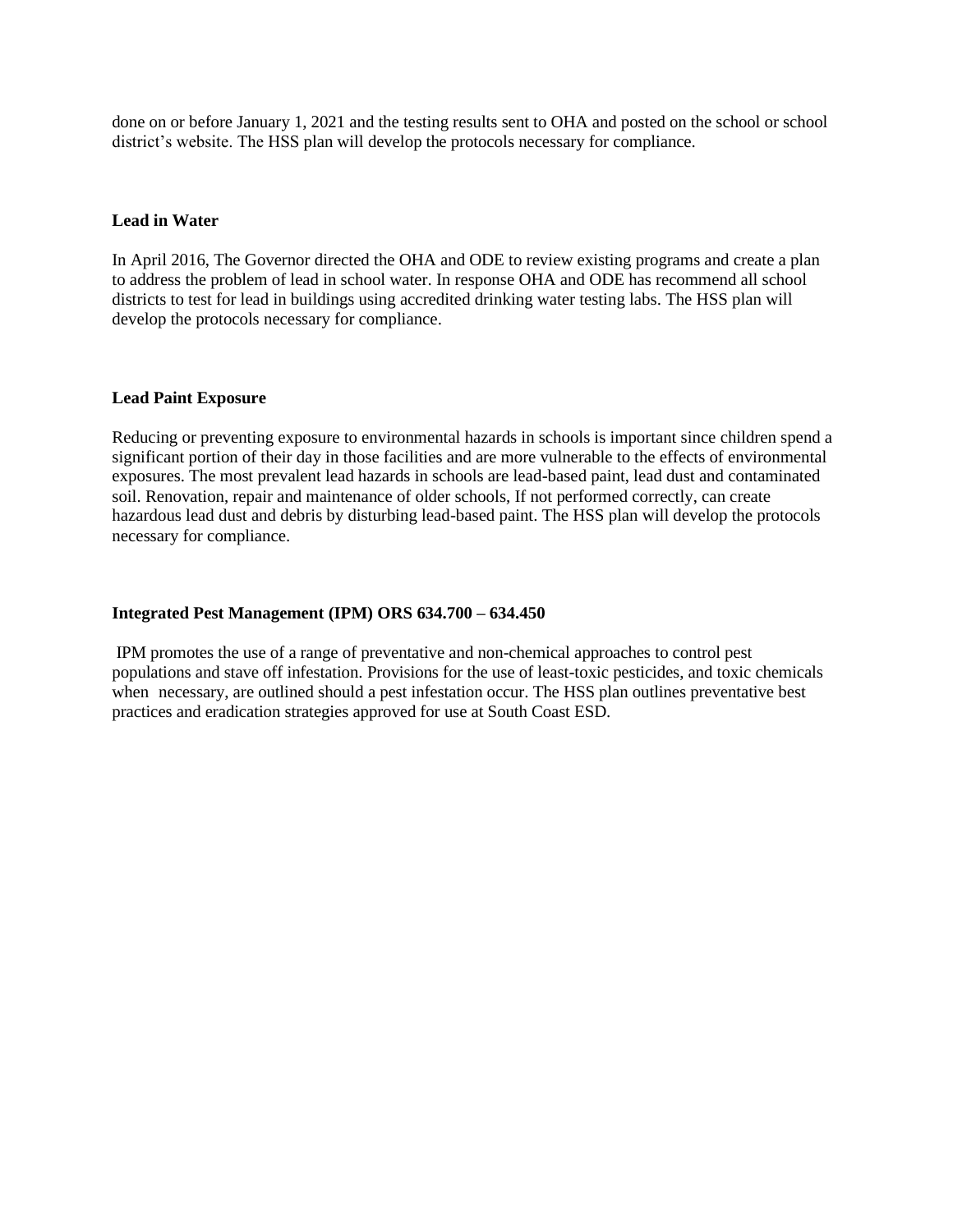done on or before January 1, 2021 and the testing results sent to OHA and posted on the school or school district's website. The HSS plan will develop the protocols necessary for compliance.

**Lead in Water**

In April 2016, The Governor directed the OHA and ODE to review existing programs and create a plan to address the problem of lead in school water. In response OHA and ODE has recommend all school districts to test for lead in buildings using accredited drinking water testing labs. The HSS plan will develop the protocols necessary for compliance.

**Lead Paint Exposure**

Reducing or preventing exposure to environmental hazards in schools is important since children spend a significant portion of their day in those facilities and are more vulnerable to the effects of environmental exposures. The most prevalent lead hazards in schools are lead-based paint, lead dust and contaminated soil. Renovation, repair and maintenance of older schools, If not performed correctly, can create hazardous lead dust and debris by disturbing lead-based paint. The HSS plan will develop the protocols necessary for compliance.

**Integrated Pest Management (IPM) ORS 634.700 – 634.450**

IPM promotes the use of a range of preventative and non-chemical approaches to control pest populations and stave off infestation. Provisions for the use of least-toxic pesticides, and toxic chemicals when necessary, are outlined should a pest infestation occur. The HSS plan outlines preventative best practices and eradication strategies approved for use at South Coast ESD.